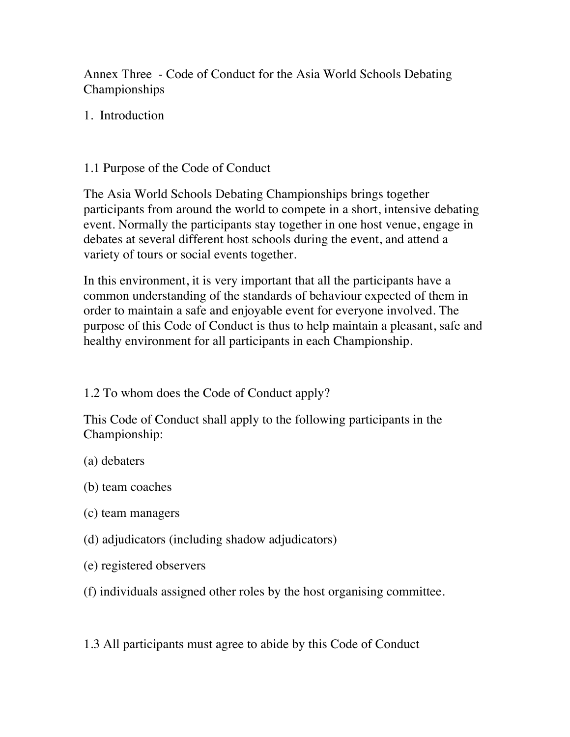# Annex Three - Code of Conduct for the Asia World Schools Debating Championships

## 1. Introduction

### 1.1 Purpose of the Code of Conduct

The Asia World Schools Debating Championships brings together participants from around the world to compete in a short, intensive debating event. Normally the participants stay together in one host venue, engage in debates at several different host schools during the event, and attend a variety of tours or social events together.

In this environment, it is very important that all the participants have a common understanding of the standards of behaviour expected of them in order to maintain a safe and enjoyable event for everyone involved. The purpose of this Code of Conduct is thus to help maintain a pleasant, safe and healthy environment for all participants in each Championship.

### 1.2 To whom does the Code of Conduct apply?

This Code of Conduct shall apply to the following participants in the Championship:

(a) debaters

(b) team coaches

(c) team managers

(d) adjudicators (including shadow adjudicators)

(e) registered observers

(f) individuals assigned other roles by the host organising committee.

### 1.3 All participants must agree to abide by this Code of Conduct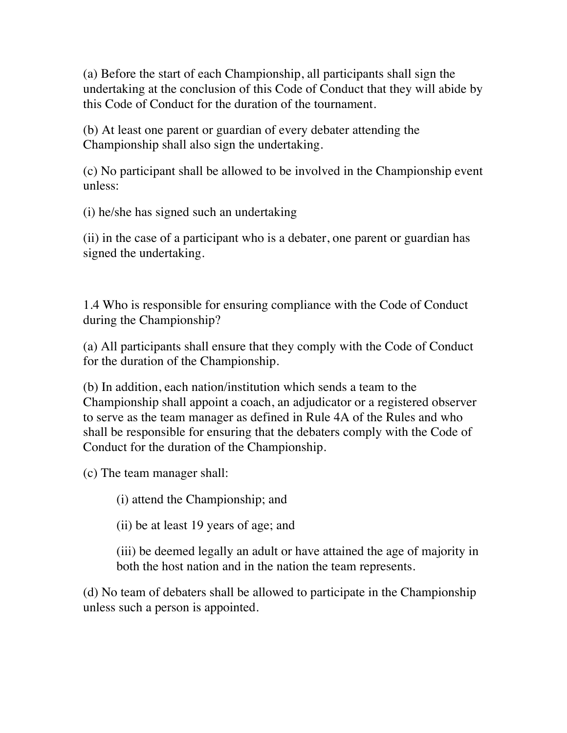(a) Before the start of each Championship, all participants shall sign the undertaking at the conclusion of this Code of Conduct that they will abide by this Code of Conduct for the duration of the tournament.

(b) At least one parent or guardian of every debater attending the Championship shall also sign the undertaking.

(c) No participant shall be allowed to be involved in the Championship event unless:

(i) he/she has signed such an undertaking

(ii) in the case of a participant who is a debater, one parent or guardian has signed the undertaking.

1.4 Who is responsible for ensuring compliance with the Code of Conduct during the Championship?

(a) All participants shall ensure that they comply with the Code of Conduct for the duration of the Championship.

(b) In addition, each nation/institution which sends a team to the Championship shall appoint a coach, an adjudicator or a registered observer to serve as the team manager as defined in Rule 4A of the Rules and who shall be responsible for ensuring that the debaters comply with the Code of Conduct for the duration of the Championship.

(c) The team manager shall:

> (i) attend the Championship; and
>
> (ii) be at least 19 years of age; and
>
> (iii) be deemed legally an adult or have attained the age of majority in both the host nation and in the nation the team represents.

(d) No team of debaters shall be allowed to participate in the Championship unless such a person is appointed.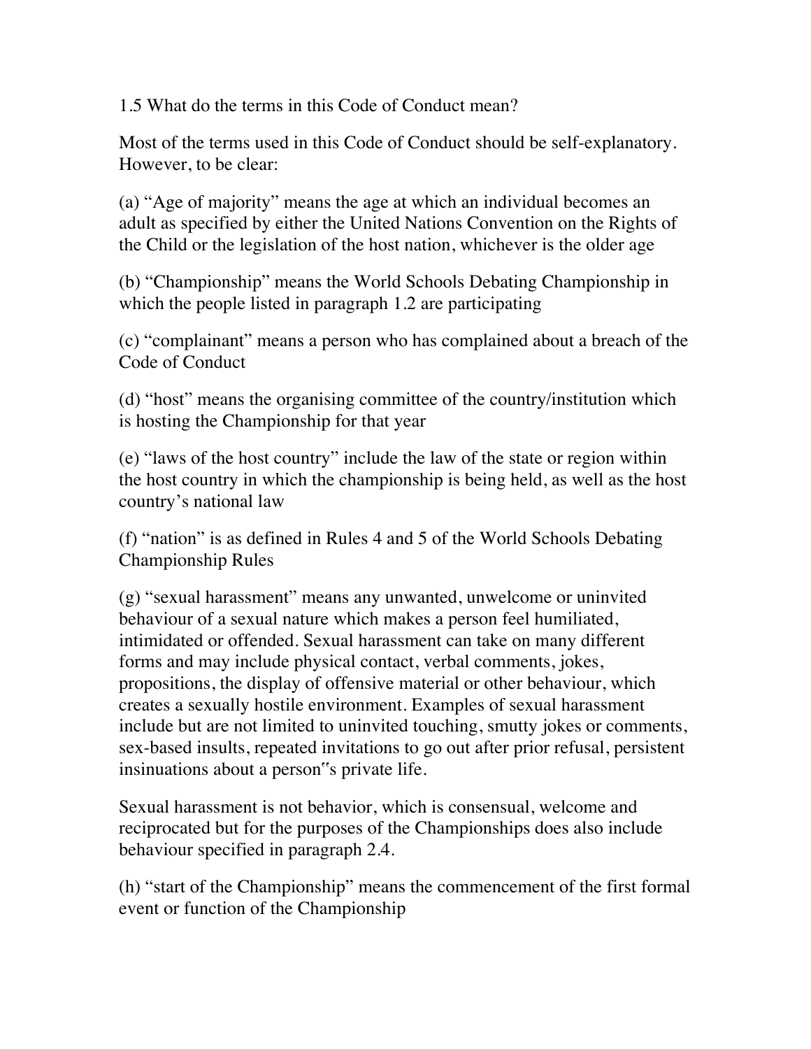1.5 What do the terms in this Code of Conduct mean?

Most of the terms used in this Code of Conduct should be self-explanatory. However, to be clear:

(a) "Age of majority" means the age at which an individual becomes an adult as specified by either the United Nations Convention on the Rights of the Child or the legislation of the host nation, whichever is the older age

(b) "Championship" means the World Schools Debating Championship in which the people listed in paragraph 1.2 are participating

(c) "complainant" means a person who has complained about a breach of the Code of Conduct

(d) "host" means the organising committee of the country/institution which is hosting the Championship for that year

(e) "laws of the host country" include the law of the state or region within the host country in which the championship is being held, as well as the host country's national law

(f) "nation" is as defined in Rules 4 and 5 of the World Schools Debating Championship Rules

(g) "sexual harassment" means any unwanted, unwelcome or uninvited behaviour of a sexual nature which makes a person feel humiliated, intimidated or offended. Sexual harassment can take on many different forms and may include physical contact, verbal comments, jokes, propositions, the display of offensive material or other behaviour, which creates a sexually hostile environment. Examples of sexual harassment include but are not limited to uninvited touching, smutty jokes or comments, sex-based insults, repeated invitations to go out after prior refusal, persistent insinuations about a person"s private life.

Sexual harassment is not behavior, which is consensual, welcome and reciprocated but for the purposes of the Championships does also include behaviour specified in paragraph 2.4.

(h) "start of the Championship" means the commencement of the first formal event or function of the Championship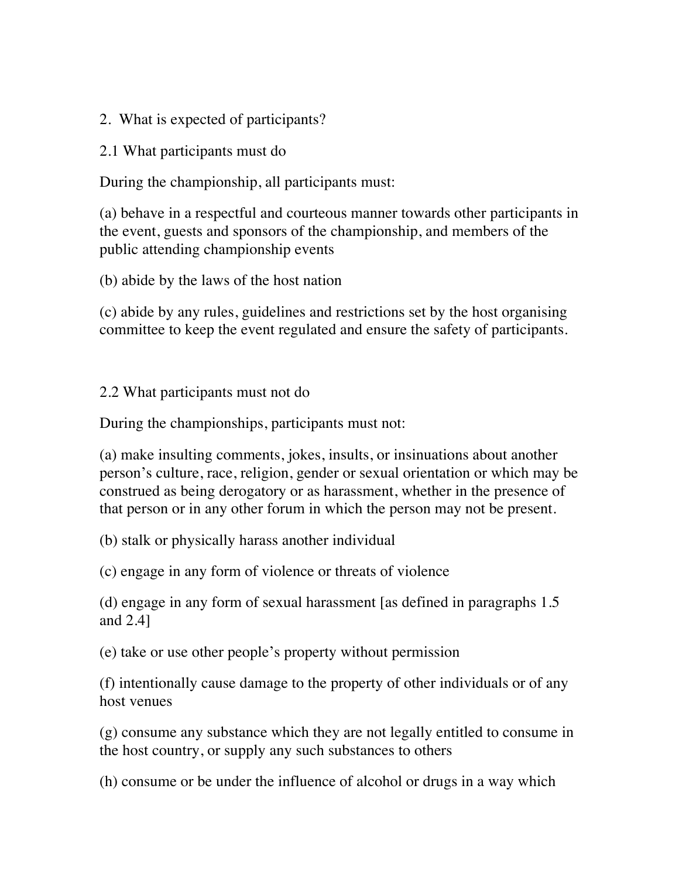## 2. What is expected of participants?

### 2.1 What participants must do

During the championship, all participants must:

(a) behave in a respectful and courteous manner towards other participants in the event, guests and sponsors of the championship, and members of the public attending championship events

(b) abide by the laws of the host nation

(c) abide by any rules, guidelines and restrictions set by the host organising committee to keep the event regulated and ensure the safety of participants.

### 2.2 What participants must not do

During the championships, participants must not:

(a) make insulting comments, jokes, insults, or insinuations about another person's culture, race, religion, gender or sexual orientation or which may be construed as being derogatory or as harassment, whether in the presence of that person or in any other forum in which the person may not be present.

(b) stalk or physically harass another individual

(c) engage in any form of violence or threats of violence

(d) engage in any form of sexual harassment [as defined in paragraphs 1.5 and 2.4]

(e) take or use other people's property without permission

(f) intentionally cause damage to the property of other individuals or of any host venues

(g) consume any substance which they are not legally entitled to consume in the host country, or supply any such substances to others

(h) consume or be under the influence of alcohol or drugs in a way which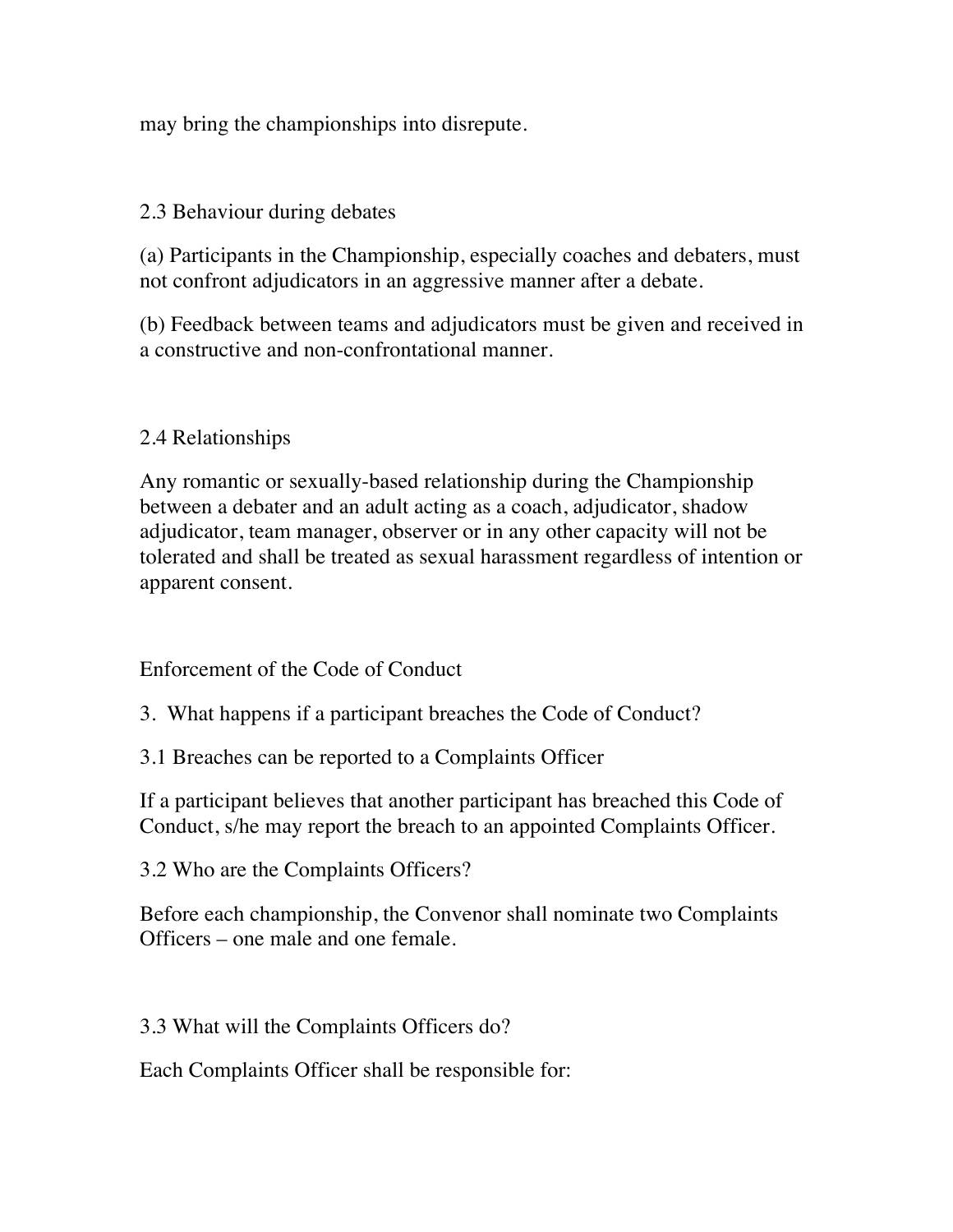may bring the championships into disrepute.

## 2.3 Behaviour during debates

(a) Participants in the Championship, especially coaches and debaters, must not confront adjudicators in an aggressive manner after a debate.

(b) Feedback between teams and adjudicators must be given and received in a constructive and non-confrontational manner.

## 2.4 Relationships

Any romantic or sexually-based relationship during the Championship between a debater and an adult acting as a coach, adjudicator, shadow adjudicator, team manager, observer or in any other capacity will not be tolerated and shall be treated as sexual harassment regardless of intention or apparent consent.

# Enforcement of the Code of Conduct

## 3. What happens if a participant breaches the Code of Conduct?

### 3.1 Breaches can be reported to a Complaints Officer

If a participant believes that another participant has breached this Code of Conduct, s/he may report the breach to an appointed Complaints Officer.

### 3.2 Who are the Complaints Officers?

Before each championship, the Convenor shall nominate two Complaints Officers – one male and one female.

### 3.3 What will the Complaints Officers do?

Each Complaints Officer shall be responsible for: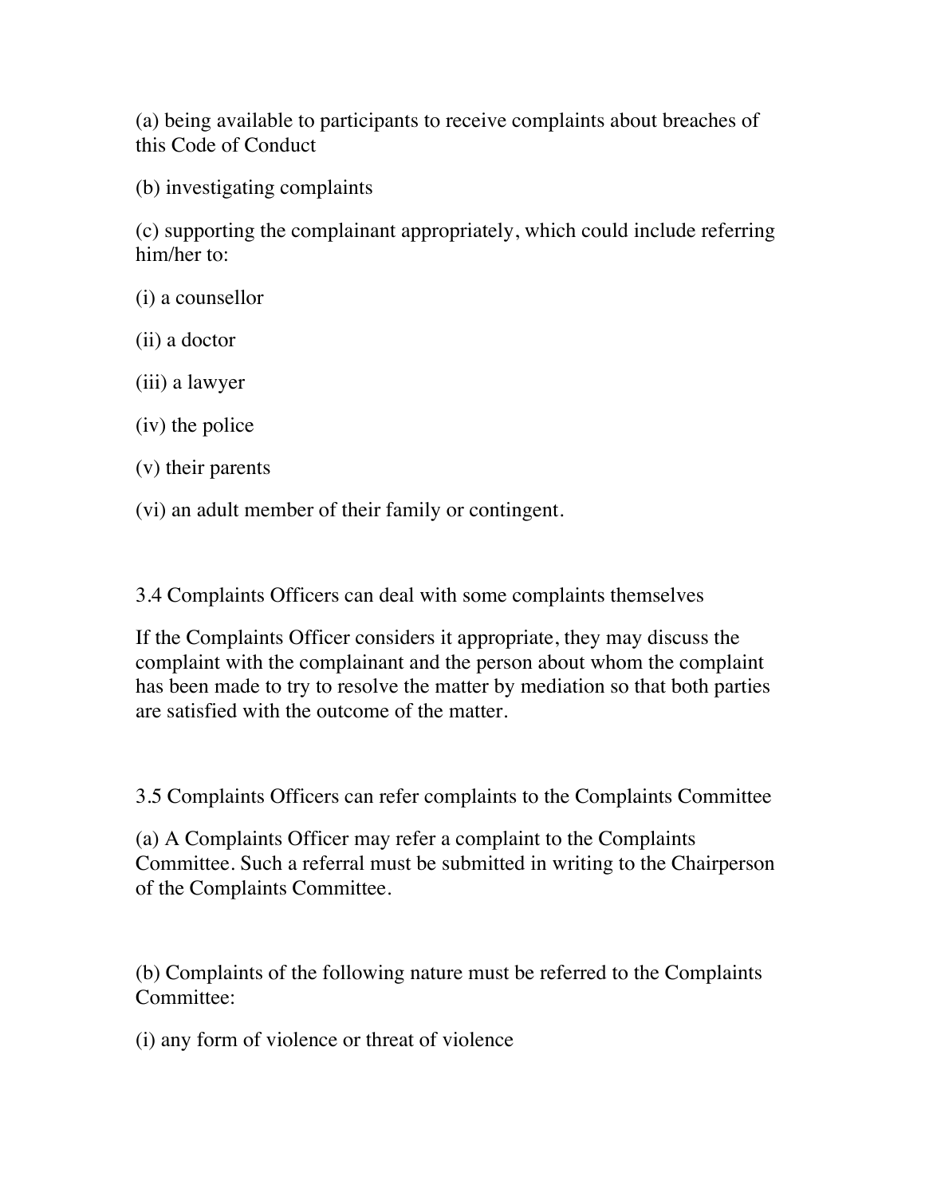(a) being available to participants to receive complaints about breaches of this Code of Conduct

(b) investigating complaints

(c) supporting the complainant appropriately, which could include referring him/her to:

(i) a counsellor

(ii) a doctor

(iii) a lawyer

(iv) the police

(v) their parents

(vi) an adult member of their family or contingent.

### 3.4 Complaints Officers can deal with some complaints themselves

If the Complaints Officer considers it appropriate, they may discuss the complaint with the complainant and the person about whom the complaint has been made to try to resolve the matter by mediation so that both parties are satisfied with the outcome of the matter.

### 3.5 Complaints Officers can refer complaints to the Complaints Committee

(a) A Complaints Officer may refer a complaint to the Complaints Committee. Such a referral must be submitted in writing to the Chairperson of the Complaints Committee.

(b) Complaints of the following nature must be referred to the Complaints Committee:

(i) any form of violence or threat of violence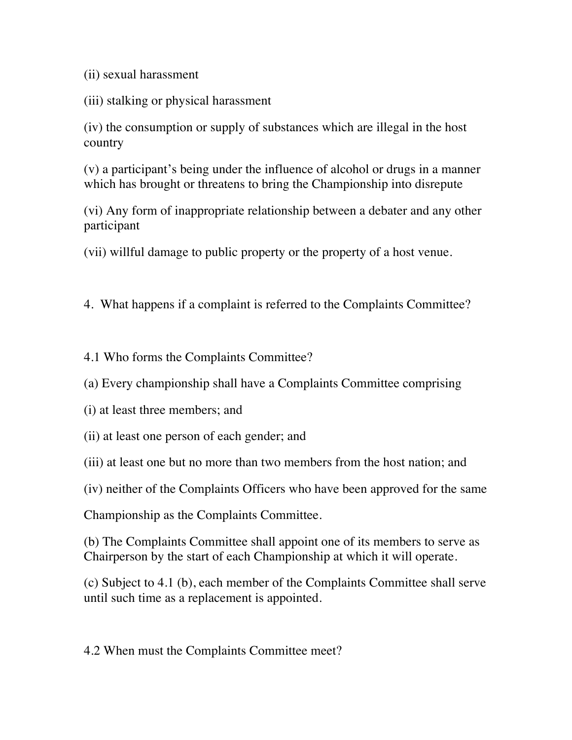(ii) sexual harassment

(iii) stalking or physical harassment

(iv) the consumption or supply of substances which are illegal in the host country

(v) a participant's being under the influence of alcohol or drugs in a manner which has brought or threatens to bring the Championship into disrepute

(vi) Any form of inappropriate relationship between a debater and any other participant

(vii) willful damage to public property or the property of a host venue.

## 4. What happens if a complaint is referred to the Complaints Committee?

### 4.1 Who forms the Complaints Committee?

(a) Every championship shall have a Complaints Committee comprising

(i) at least three members; and

(ii) at least one person of each gender; and

(iii) at least one but no more than two members from the host nation; and

(iv) neither of the Complaints Officers who have been approved for the same Championship as the Complaints Committee.

(b) The Complaints Committee shall appoint one of its members to serve as Chairperson by the start of each Championship at which it will operate.

(c) Subject to 4.1 (b), each member of the Complaints Committee shall serve until such time as a replacement is appointed.

### 4.2 When must the Complaints Committee meet?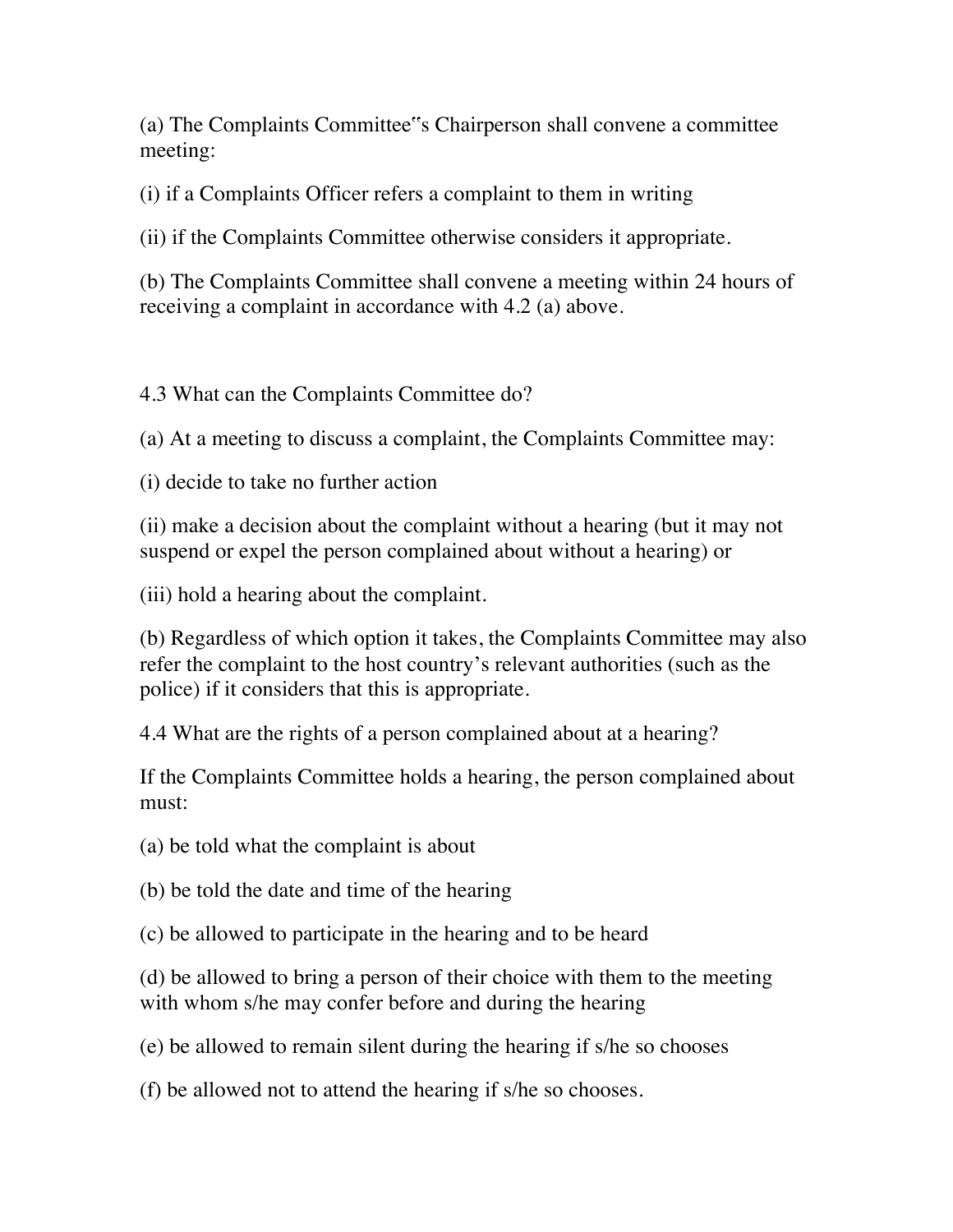(a) The Complaints Committee‟s Chairperson shall convene a committee meeting:

(i) if a Complaints Officer refers a complaint to them in writing

(ii) if the Complaints Committee otherwise considers it appropriate.

(b) The Complaints Committee shall convene a meeting within 24 hours of receiving a complaint in accordance with 4.2 (a) above.

## 4.3 What can the Complaints Committee do?

(a) At a meeting to discuss a complaint, the Complaints Committee may:

(i) decide to take no further action

(ii) make a decision about the complaint without a hearing (but it may not suspend or expel the person complained about without a hearing) or

(iii) hold a hearing about the complaint.

(b) Regardless of which option it takes, the Complaints Committee may also refer the complaint to the host country's relevant authorities (such as the police) if it considers that this is appropriate.

## 4.4 What are the rights of a person complained about at a hearing?

If the Complaints Committee holds a hearing, the person complained about must:

(a) be told what the complaint is about

(b) be told the date and time of the hearing

(c) be allowed to participate in the hearing and to be heard

(d) be allowed to bring a person of their choice with them to the meeting with whom s/he may confer before and during the hearing

(e) be allowed to remain silent during the hearing if s/he so chooses

(f) be allowed not to attend the hearing if s/he so chooses.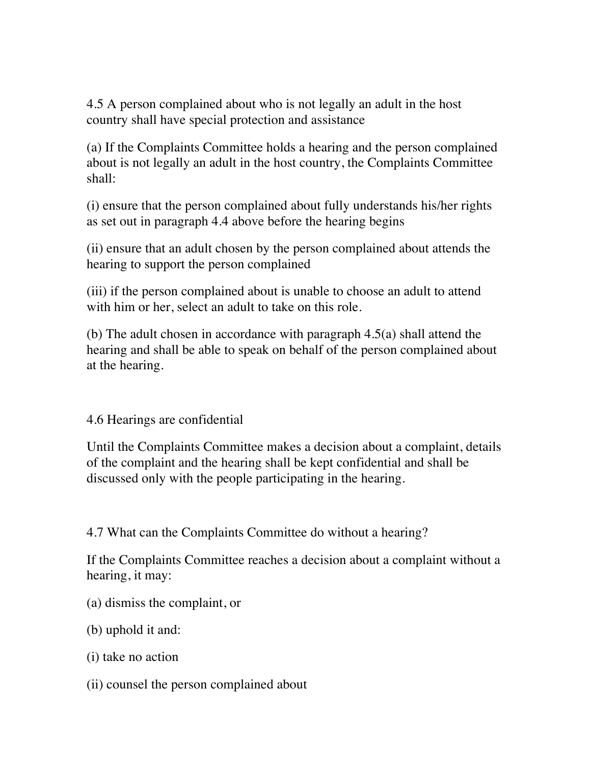## 4.5 A person complained about who is not legally an adult in the host country shall have special protection and assistance

(a) If the Complaints Committee holds a hearing and the person complained about is not legally an adult in the host country, the Complaints Committee shall:

(i) ensure that the person complained about fully understands his/her rights as set out in paragraph 4.4 above before the hearing begins

(ii) ensure that an adult chosen by the person complained about attends the hearing to support the person complained

(iii) if the person complained about is unable to choose an adult to attend with him or her, select an adult to take on this role.

(b) The adult chosen in accordance with paragraph 4.5(a) shall attend the hearing and shall be able to speak on behalf of the person complained about at the hearing.

## 4.6 Hearings are confidential

Until the Complaints Committee makes a decision about a complaint, details of the complaint and the hearing shall be kept confidential and shall be discussed only with the people participating in the hearing.

## 4.7 What can the Complaints Committee do without a hearing?

If the Complaints Committee reaches a decision about a complaint without a hearing, it may:

(a) dismiss the complaint, or

(b) uphold it and:

(i) take no action

(ii) counsel the person complained about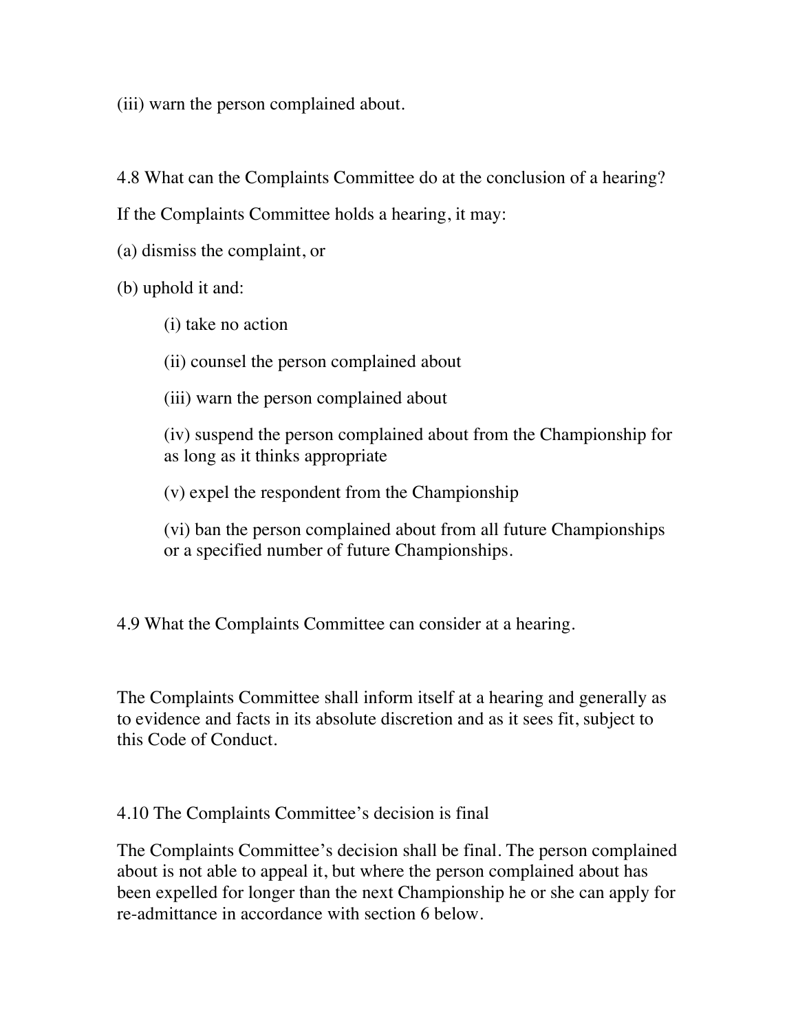(iii) warn the person complained about.

### 4.8 What can the Complaints Committee do at the conclusion of a hearing?

If the Complaints Committee holds a hearing, it may:

(a) dismiss the complaint, or

(b) uphold it and:

- (i) take no action
- (ii) counsel the person complained about
- (iii) warn the person complained about
- (iv) suspend the person complained about from the Championship for as long as it thinks appropriate
- (v) expel the respondent from the Championship
- (vi) ban the person complained about from all future Championships or a specified number of future Championships.

### 4.9 What the Complaints Committee can consider at a hearing.

The Complaints Committee shall inform itself at a hearing and generally as to evidence and facts in its absolute discretion and as it sees fit, subject to this Code of Conduct.

### 4.10 The Complaints Committee's decision is final

The Complaints Committee's decision shall be final. The person complained about is not able to appeal it, but where the person complained about has been expelled for longer than the next Championship he or she can apply for re-admittance in accordance with section 6 below.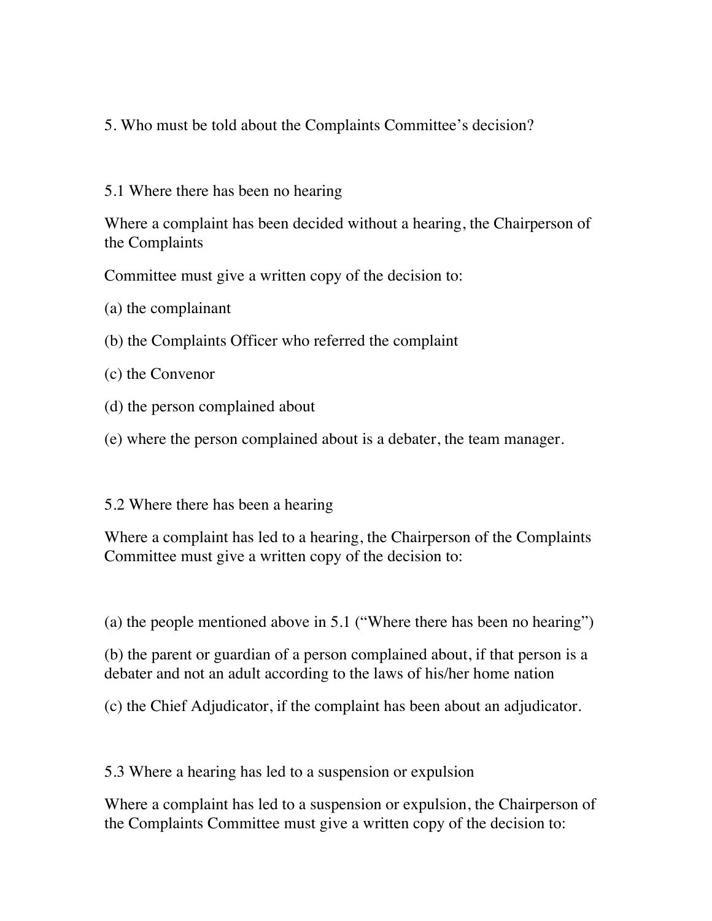## 5. Who must be told about the Complaints Committee's decision?

### 5.1 Where there has been no hearing

Where a complaint has been decided without a hearing, the Chairperson of the Complaints Committee must give a written copy of the decision to:

(a) the complainant

(b) the Complaints Officer who referred the complaint

(c) the Convenor

(d) the person complained about

(e) where the person complained about is a debater, the team manager.

### 5.2 Where there has been a hearing

Where a complaint has led to a hearing, the Chairperson of the Complaints Committee must give a written copy of the decision to:

(a) the people mentioned above in 5.1 ("Where there has been no hearing")

(b) the parent or guardian of a person complained about, if that person is a debater and not an adult according to the laws of his/her home nation

(c) the Chief Adjudicator, if the complaint has been about an adjudicator.

### 5.3 Where a hearing has led to a suspension or expulsion

Where a complaint has led to a suspension or expulsion, the Chairperson of the Complaints Committee must give a written copy of the decision to: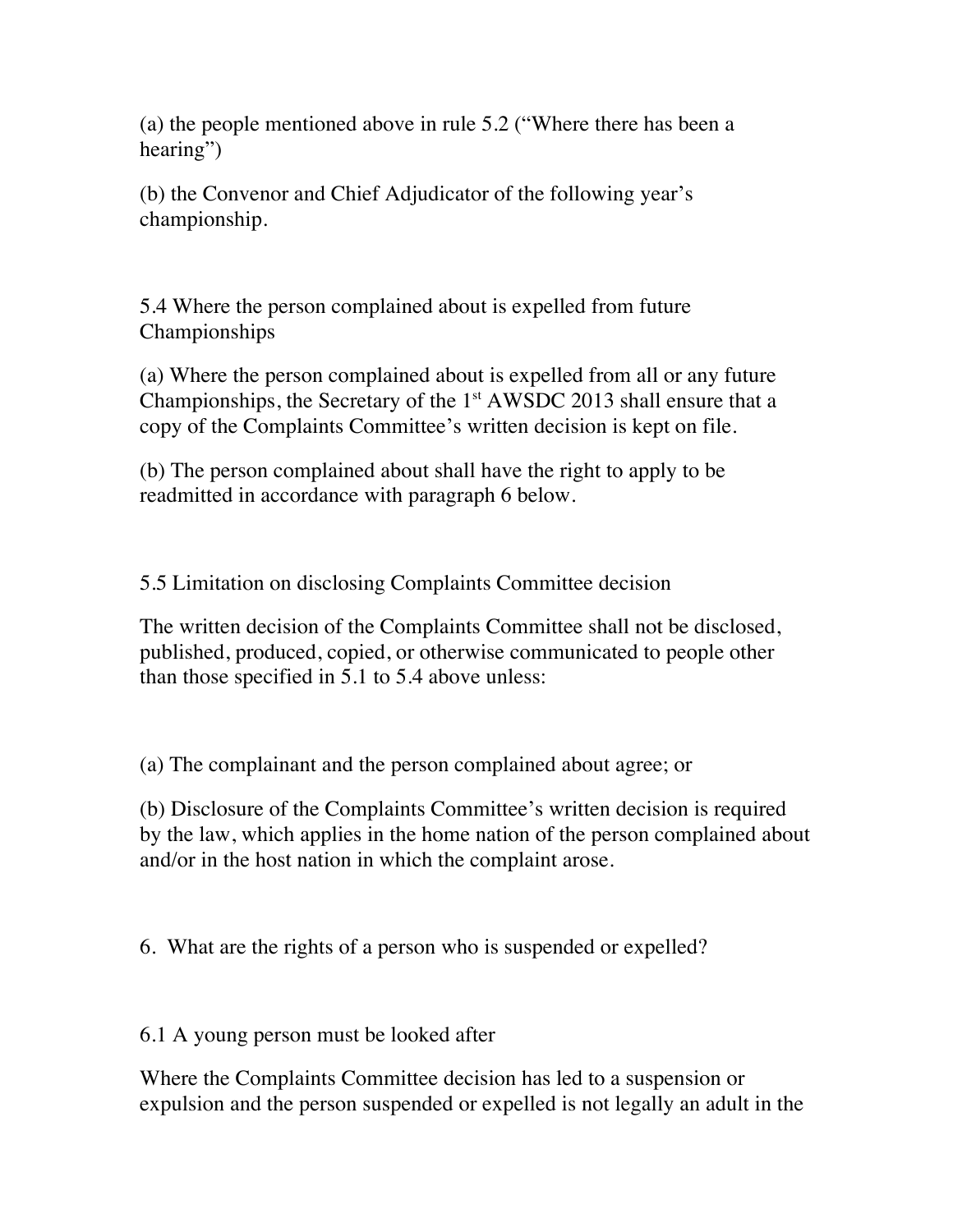(a) the people mentioned above in rule 5.2 (“Where there has been a hearing”)

(b) the Convenor and Chief Adjudicator of the following year’s championship.

### 5.4 Where the person complained about is expelled from future Championships

(a) Where the person complained about is expelled from all or any future Championships, the Secretary of the 1st AWSDC 2013 shall ensure that a copy of the Complaints Committee’s written decision is kept on file.

(b) The person complained about shall have the right to apply to be readmitted in accordance with paragraph 6 below.

### 5.5 Limitation on disclosing Complaints Committee decision

The written decision of the Complaints Committee shall not be disclosed, published, produced, copied, or otherwise communicated to people other than those specified in 5.1 to 5.4 above unless:

(a) The complainant and the person complained about agree; or

(b) Disclosure of the Complaints Committee’s written decision is required by the law, which applies in the home nation of the person complained about and/or in the host nation in which the complaint arose.

## 6. What are the rights of a person who is suspended or expelled?

### 6.1 A young person must be looked after

Where the Complaints Committee decision has led to a suspension or expulsion and the person suspended or expelled is not legally an adult in the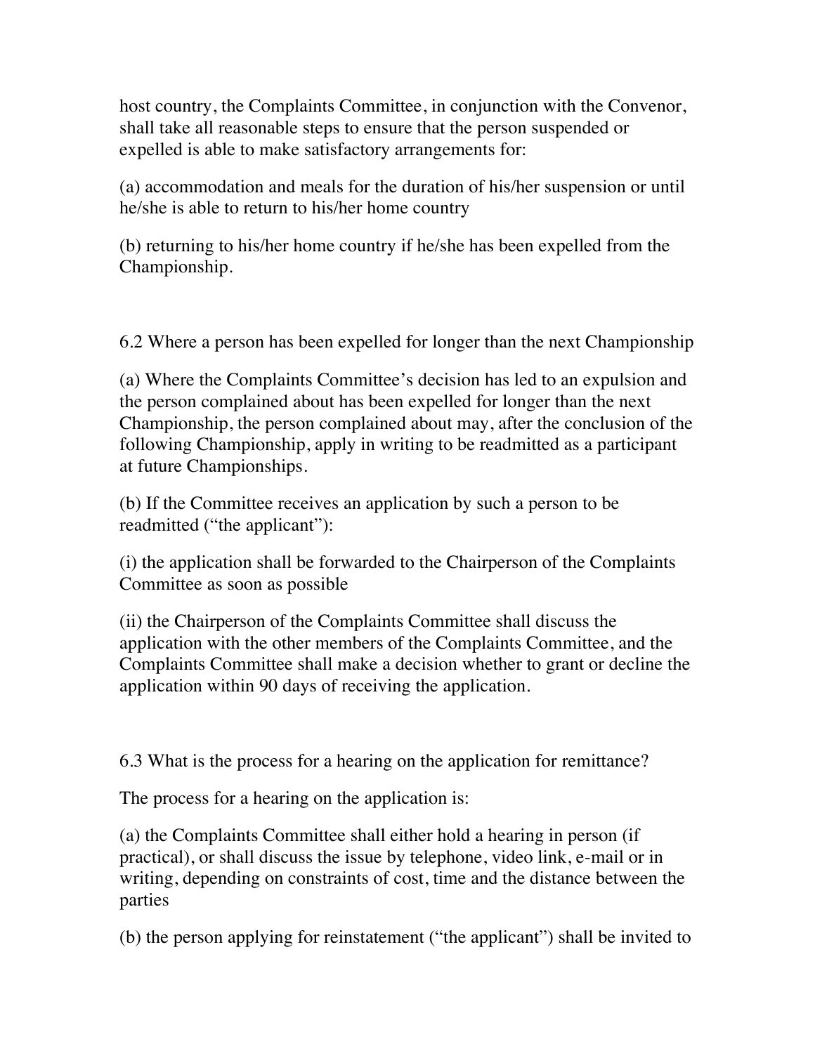host country, the Complaints Committee, in conjunction with the Convenor, shall take all reasonable steps to ensure that the person suspended or expelled is able to make satisfactory arrangements for:

(a) accommodation and meals for the duration of his/her suspension or until he/she is able to return to his/her home country

(b) returning to his/her home country if he/she has been expelled from the Championship.

6.2 Where a person has been expelled for longer than the next Championship

(a) Where the Complaints Committee's decision has led to an expulsion and the person complained about has been expelled for longer than the next Championship, the person complained about may, after the conclusion of the following Championship, apply in writing to be readmitted as a participant at future Championships.

(b) If the Committee receives an application by such a person to be readmitted ("the applicant"):

(i) the application shall be forwarded to the Chairperson of the Complaints Committee as soon as possible

(ii) the Chairperson of the Complaints Committee shall discuss the application with the other members of the Complaints Committee, and the Complaints Committee shall make a decision whether to grant or decline the application within 90 days of receiving the application.

6.3 What is the process for a hearing on the application for remittance?

The process for a hearing on the application is:

(a) the Complaints Committee shall either hold a hearing in person (if practical), or shall discuss the issue by telephone, video link, e-mail or in writing, depending on constraints of cost, time and the distance between the parties

(b) the person applying for reinstatement ("the applicant") shall be invited to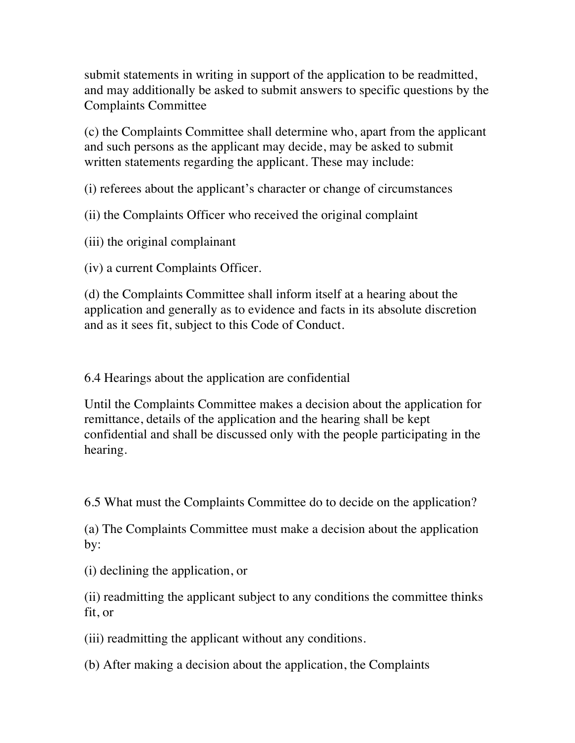submit statements in writing in support of the application to be readmitted, and may additionally be asked to submit answers to specific questions by the Complaints Committee

(c) the Complaints Committee shall determine who, apart from the applicant and such persons as the applicant may decide, may be asked to submit written statements regarding the applicant. These may include:

(i) referees about the applicant's character or change of circumstances

(ii) the Complaints Officer who received the original complaint

(iii) the original complainant

(iv) a current Complaints Officer.

(d) the Complaints Committee shall inform itself at a hearing about the application and generally as to evidence and facts in its absolute discretion and as it sees fit, subject to this Code of Conduct.

### 6.4 Hearings about the application are confidential

Until the Complaints Committee makes a decision about the application for remittance, details of the application and the hearing shall be kept confidential and shall be discussed only with the people participating in the hearing.

### 6.5 What must the Complaints Committee do to decide on the application?

(a) The Complaints Committee must make a decision about the application by:

(i) declining the application, or

(ii) readmitting the applicant subject to any conditions the committee thinks fit, or

(iii) readmitting the applicant without any conditions.

(b) After making a decision about the application, the Complaints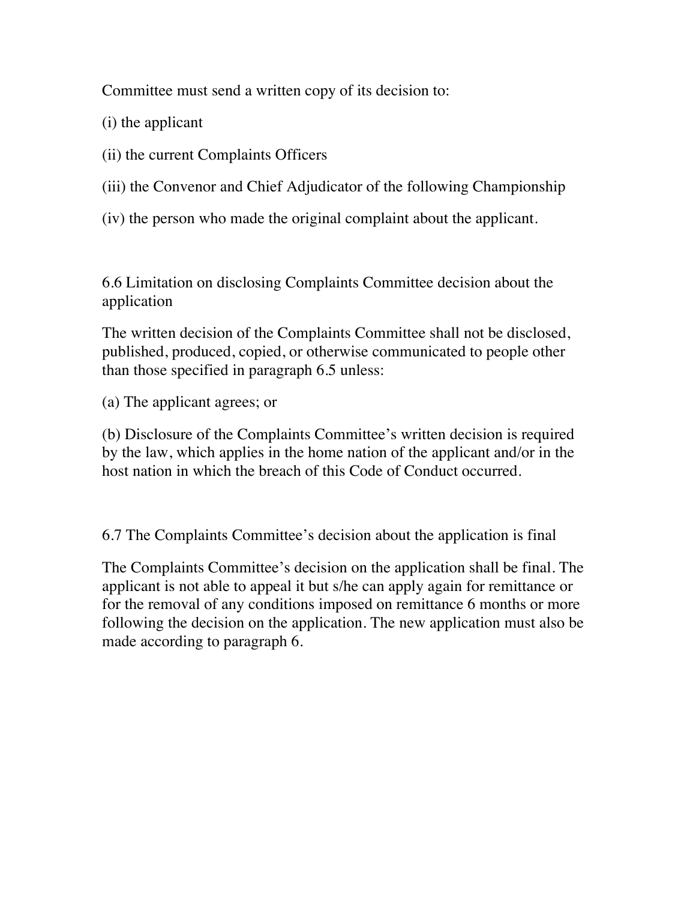Committee must send a written copy of its decision to:

(i) the applicant

(ii) the current Complaints Officers

(iii) the Convenor and Chief Adjudicator of the following Championship

(iv) the person who made the original complaint about the applicant.

### 6.6 Limitation on disclosing Complaints Committee decision about the application

The written decision of the Complaints Committee shall not be disclosed, published, produced, copied, or otherwise communicated to people other than those specified in paragraph 6.5 unless:

(a) The applicant agrees; or

(b) Disclosure of the Complaints Committee's written decision is required by the law, which applies in the home nation of the applicant and/or in the host nation in which the breach of this Code of Conduct occurred.

### 6.7 The Complaints Committee's decision about the application is final

The Complaints Committee's decision on the application shall be final. The applicant is not able to appeal it but s/he can apply again for remittance or for the removal of any conditions imposed on remittance 6 months or more following the decision on the application. The new application must also be made according to paragraph 6.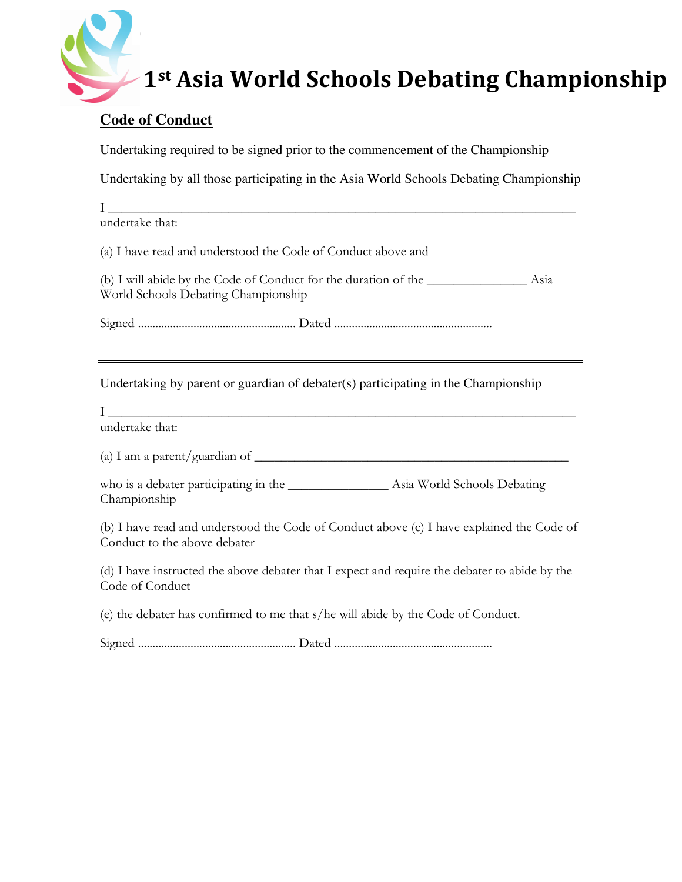# 1st Asia World Schools Debating Championship

## Code of Conduct

Undertaking required to be signed prior to the commencement of the Championship

Undertaking by all those participating in the Asia World Schools Debating Championship

I ___________________________________________________________________________
undertake that:

(a) I have read and understood the Code of Conduct above and

(b) I will abide by the Code of Conduct for the duration of the _______________ Asia World Schools Debating Championship

Signed ...................................................... Dated ......................................................

---

Undertaking by parent or guardian of debater(s) participating in the Championship

I ___________________________________________________________________________
undertake that:

(a) I am a parent/guardian of ___________________________________________________

who is a debater participating in the _______________ Asia World Schools Debating Championship

(b) I have read and understood the Code of Conduct above (c) I have explained the Code of Conduct to the above debater

(d) I have instructed the above debater that I expect and require the debater to abide by the Code of Conduct

(e) the debater has confirmed to me that s/he will abide by the Code of Conduct.

Signed ...................................................... Dated ......................................................